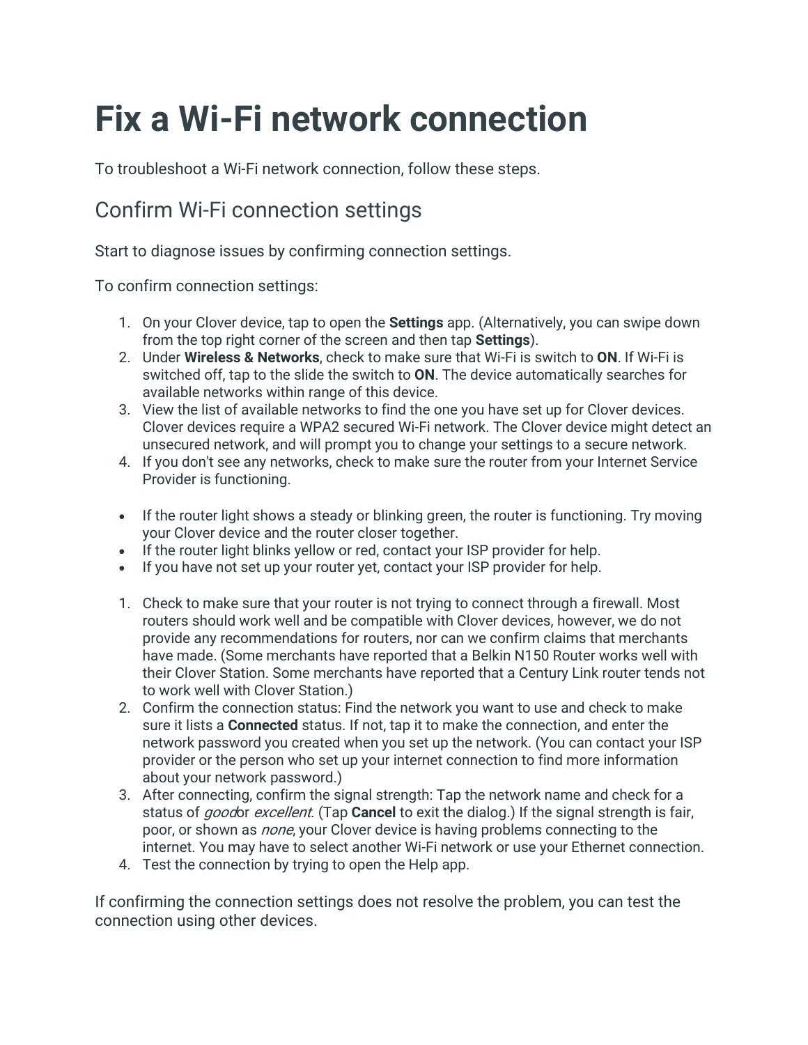# Fix a Wi-Fi network connection

To troubleshoot a Wi-Fi network connection, follow these steps.

## Confirm Wi-Fi connection settings

Start to diagnose issues by confirming connection settings.

To confirm connection settings:

1. On your Clover device, tap to open the **Settings** app. (Alternatively, you can swipe down from the top right corner of the screen and then tap **Settings**).
2. Under **Wireless & Networks**, check to make sure that Wi-Fi is switch to **ON**. If Wi-Fi is switched off, tap to the slide the switch to **ON**. The device automatically searches for available networks within range of this device.
3. View the list of available networks to find the one you have set up for Clover devices. Clover devices require a WPA2 secured Wi-Fi network. The Clover device might detect an unsecured network, and will prompt you to change your settings to a secure network.
4. If you don't see any networks, check to make sure the router from your Internet Service Provider is functioning.

- If the router light shows a steady or blinking green, the router is functioning. Try moving your Clover device and the router closer together.
- If the router light blinks yellow or red, contact your ISP provider for help.
- If you have not set up your router yet, contact your ISP provider for help.

1. Check to make sure that your router is not trying to connect through a firewall. Most routers should work well and be compatible with Clover devices, however, we do not provide any recommendations for routers, nor can we confirm claims that merchants have made. (Some merchants have reported that a Belkin N150 Router works well with their Clover Station. Some merchants have reported that a Century Link router tends not to work well with Clover Station.)
2. Confirm the connection status: Find the network you want to use and check to make sure it lists a **Connected** status. If not, tap it to make the connection, and enter the network password you created when you set up the network. (You can contact your ISP provider or the person who set up your internet connection to find more information about your network password.)
3. After connecting, confirm the signal strength: Tap the network name and check for a status of *good*or *excellent*. (Tap **Cancel** to exit the dialog.) If the signal strength is fair, poor, or shown as *none*, your Clover device is having problems connecting to the internet. You may have to select another Wi-Fi network or use your Ethernet connection.
4. Test the connection by trying to open the Help app.

If confirming the connection settings does not resolve the problem, you can test the connection using other devices.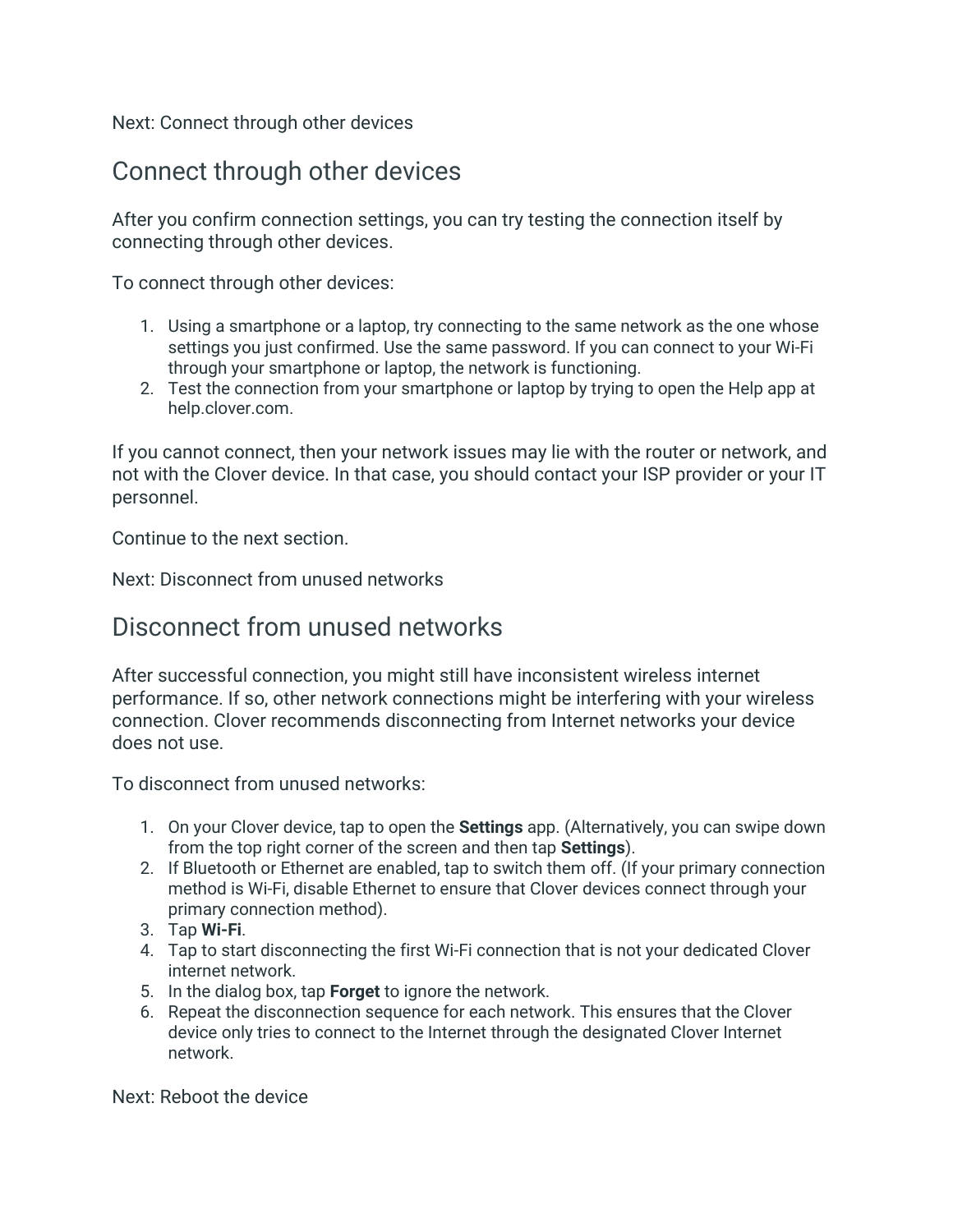Next: Connect through other devices

## Connect through other devices

After you confirm connection settings, you can try testing the connection itself by connecting through other devices.

To connect through other devices:

1. Using a smartphone or a laptop, try connecting to the same network as the one whose settings you just confirmed. Use the same password. If you can connect to your Wi-Fi through your smartphone or laptop, the network is functioning.
2. Test the connection from your smartphone or laptop by trying to open the Help app at help.clover.com.

If you cannot connect, then your network issues may lie with the router or network, and not with the Clover device. In that case, you should contact your ISP provider or your IT personnel.

Continue to the next section.

Next: Disconnect from unused networks

## Disconnect from unused networks

After successful connection, you might still have inconsistent wireless internet performance. If so, other network connections might be interfering with your wireless connection. Clover recommends disconnecting from Internet networks your device does not use.

To disconnect from unused networks:

1. On your Clover device, tap to open the **Settings** app. (Alternatively, you can swipe down from the top right corner of the screen and then tap **Settings**).
2. If Bluetooth or Ethernet are enabled, tap to switch them off. (If your primary connection method is Wi-Fi, disable Ethernet to ensure that Clover devices connect through your primary connection method).
3. Tap **Wi-Fi**.
4. Tap to start disconnecting the first Wi-Fi connection that is not your dedicated Clover internet network.
5. In the dialog box, tap **Forget** to ignore the network.
6. Repeat the disconnection sequence for each network. This ensures that the Clover device only tries to connect to the Internet through the designated Clover Internet network.

Next: Reboot the device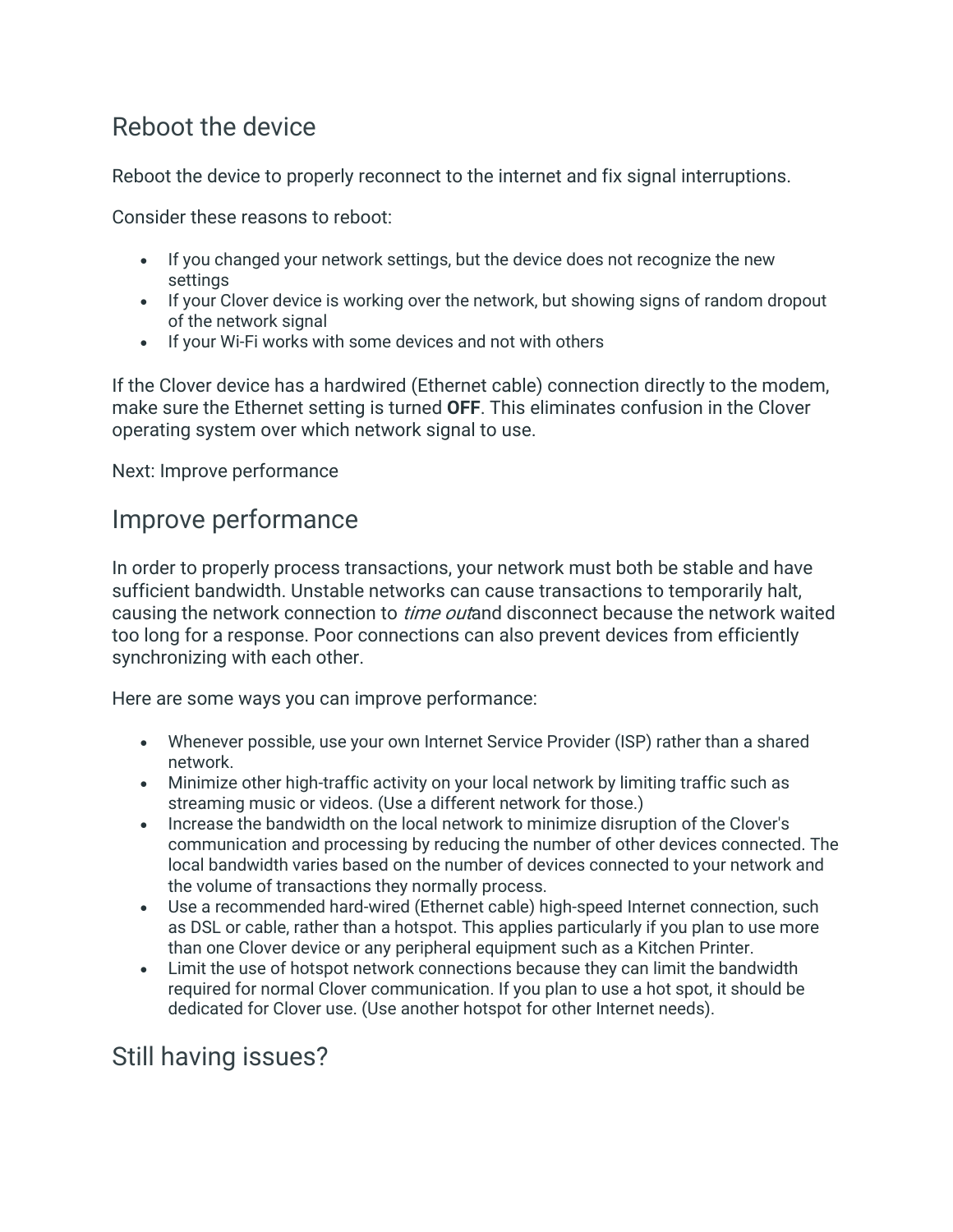## Reboot the device

Reboot the device to properly reconnect to the internet and fix signal interruptions.

Consider these reasons to reboot:

- If you changed your network settings, but the device does not recognize the new settings
- If your Clover device is working over the network, but showing signs of random dropout of the network signal
- If your Wi-Fi works with some devices and not with others

If the Clover device has a hardwired (Ethernet cable) connection directly to the modem, make sure the Ethernet setting is turned **OFF**. This eliminates confusion in the Clover operating system over which network signal to use.

Next: Improve performance

## Improve performance

In order to properly process transactions, your network must both be stable and have sufficient bandwidth. Unstable networks can cause transactions to temporarily halt, causing the network connection to *time out*and disconnect because the network waited too long for a response. Poor connections can also prevent devices from efficiently synchronizing with each other.

Here are some ways you can improve performance:

- Whenever possible, use your own Internet Service Provider (ISP) rather than a shared network.
- Minimize other high-traffic activity on your local network by limiting traffic such as streaming music or videos. (Use a different network for those.)
- Increase the bandwidth on the local network to minimize disruption of the Clover's communication and processing by reducing the number of other devices connected. The local bandwidth varies based on the number of devices connected to your network and the volume of transactions they normally process.
- Use a recommended hard-wired (Ethernet cable) high-speed Internet connection, such as DSL or cable, rather than a hotspot. This applies particularly if you plan to use more than one Clover device or any peripheral equipment such as a Kitchen Printer.
- Limit the use of hotspot network connections because they can limit the bandwidth required for normal Clover communication. If you plan to use a hot spot, it should be dedicated for Clover use. (Use another hotspot for other Internet needs).

## Still having issues?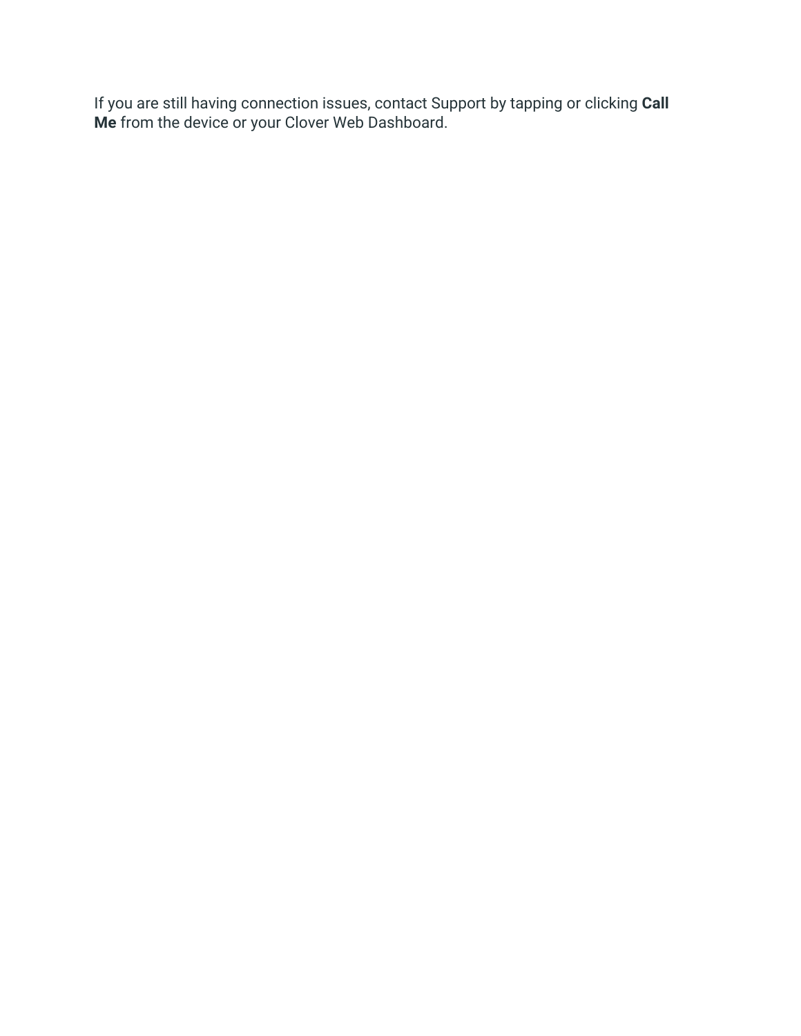If you are still having connection issues, contact Support by tapping or clicking **Call Me** from the device or your Clover Web Dashboard.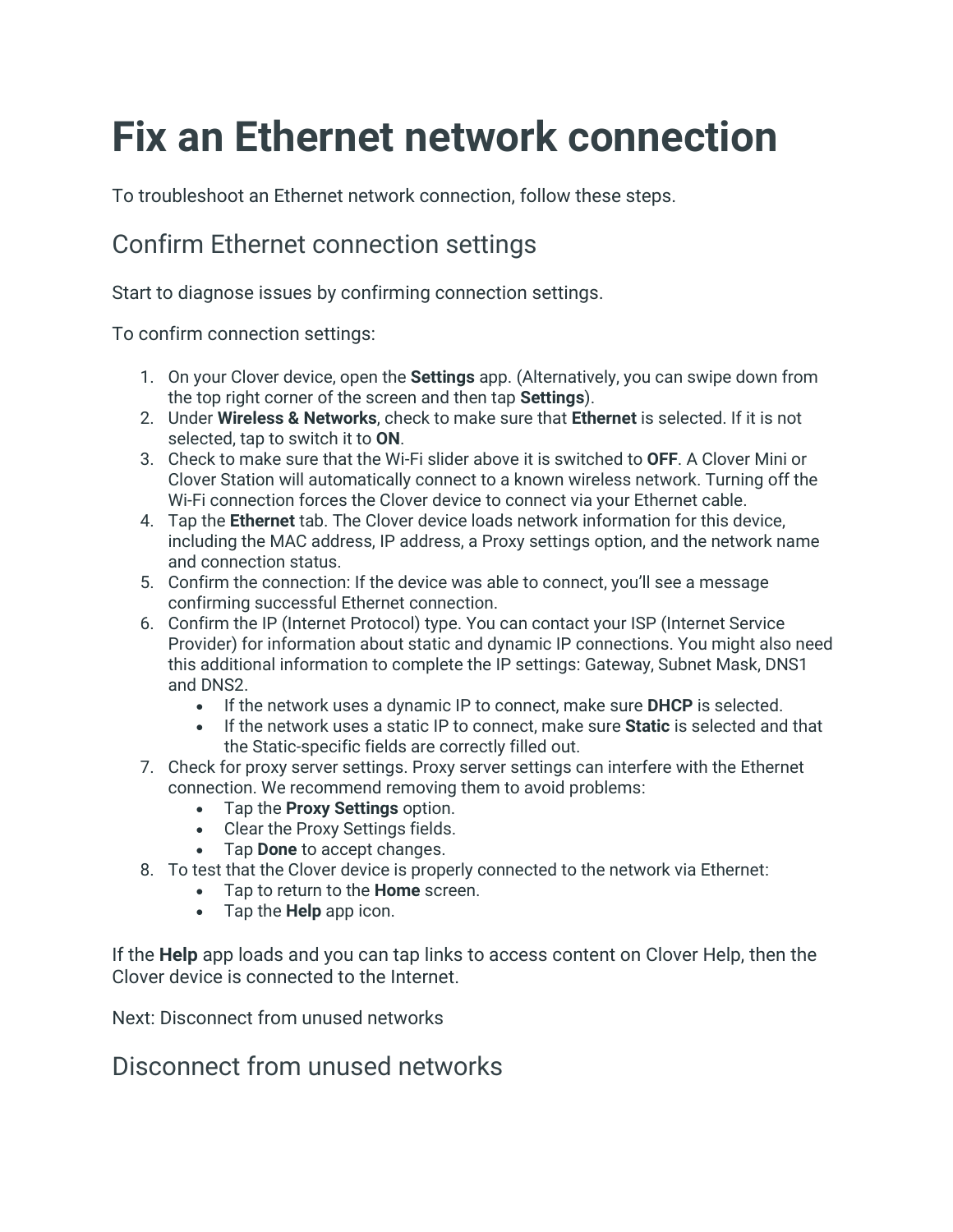# Fix an Ethernet network connection

To troubleshoot an Ethernet network connection, follow these steps.

## Confirm Ethernet connection settings

Start to diagnose issues by confirming connection settings.

To confirm connection settings:

1. On your Clover device, open the **Settings** app. (Alternatively, you can swipe down from the top right corner of the screen and then tap **Settings**).
2. Under **Wireless & Networks**, check to make sure that **Ethernet** is selected. If it is not selected, tap to switch it to **ON**.
3. Check to make sure that the Wi-Fi slider above it is switched to **OFF**. A Clover Mini or Clover Station will automatically connect to a known wireless network. Turning off the Wi-Fi connection forces the Clover device to connect via your Ethernet cable.
4. Tap the **Ethernet** tab. The Clover device loads network information for this device, including the MAC address, IP address, a Proxy settings option, and the network name and connection status.
5. Confirm the connection: If the device was able to connect, you'll see a message confirming successful Ethernet connection.
6. Confirm the IP (Internet Protocol) type. You can contact your ISP (Internet Service Provider) for information about static and dynamic IP connections. You might also need this additional information to complete the IP settings: Gateway, Subnet Mask, DNS1 and DNS2.
   - If the network uses a dynamic IP to connect, make sure **DHCP** is selected.
   - If the network uses a static IP to connect, make sure **Static** is selected and that the Static-specific fields are correctly filled out.
7. Check for proxy server settings. Proxy server settings can interfere with the Ethernet connection. We recommend removing them to avoid problems:
   - Tap the **Proxy Settings** option.
   - Clear the Proxy Settings fields.
   - Tap **Done** to accept changes.
8. To test that the Clover device is properly connected to the network via Ethernet:
   - Tap to return to the **Home** screen.
   - Tap the **Help** app icon.

If the **Help** app loads and you can tap links to access content on Clover Help, then the Clover device is connected to the Internet.

Next: Disconnect from unused networks

## Disconnect from unused networks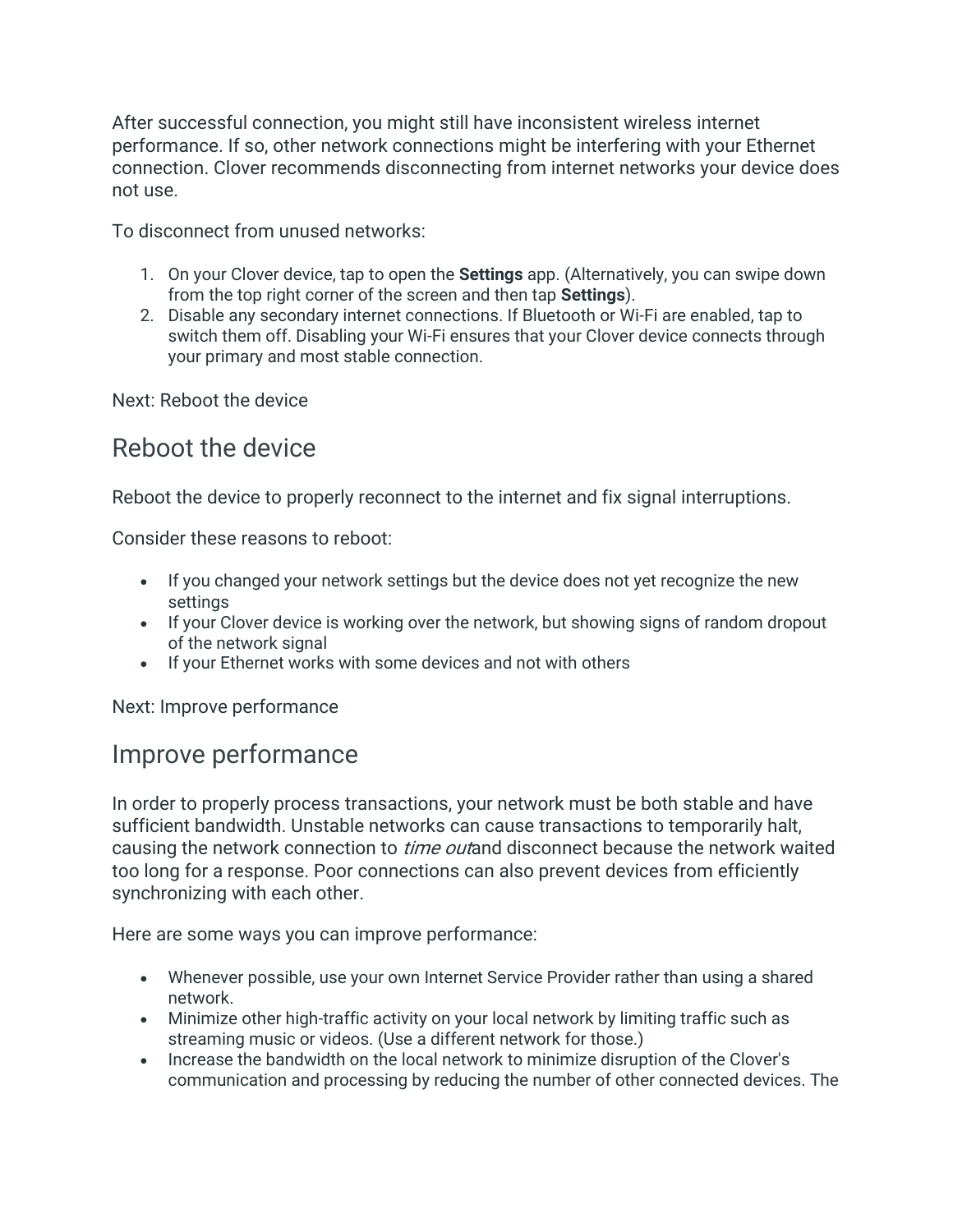After successful connection, you might still have inconsistent wireless internet performance. If so, other network connections might be interfering with your Ethernet connection. Clover recommends disconnecting from internet networks your device does not use.

To disconnect from unused networks:

1. On your Clover device, tap to open the **Settings** app. (Alternatively, you can swipe down from the top right corner of the screen and then tap **Settings**).
2. Disable any secondary internet connections. If Bluetooth or Wi-Fi are enabled, tap to switch them off. Disabling your Wi-Fi ensures that your Clover device connects through your primary and most stable connection.

Next: Reboot the device

## Reboot the device

Reboot the device to properly reconnect to the internet and fix signal interruptions.

Consider these reasons to reboot:

- If you changed your network settings but the device does not yet recognize the new settings
- If your Clover device is working over the network, but showing signs of random dropout of the network signal
- If your Ethernet works with some devices and not with others

Next: Improve performance

## Improve performance

In order to properly process transactions, your network must be both stable and have sufficient bandwidth. Unstable networks can cause transactions to temporarily halt, causing the network connection to *time out*and disconnect because the network waited too long for a response. Poor connections can also prevent devices from efficiently synchronizing with each other.

Here are some ways you can improve performance:

- Whenever possible, use your own Internet Service Provider rather than using a shared network.
- Minimize other high-traffic activity on your local network by limiting traffic such as streaming music or videos. (Use a different network for those.)
- Increase the bandwidth on the local network to minimize disruption of the Clover's communication and processing by reducing the number of other connected devices. The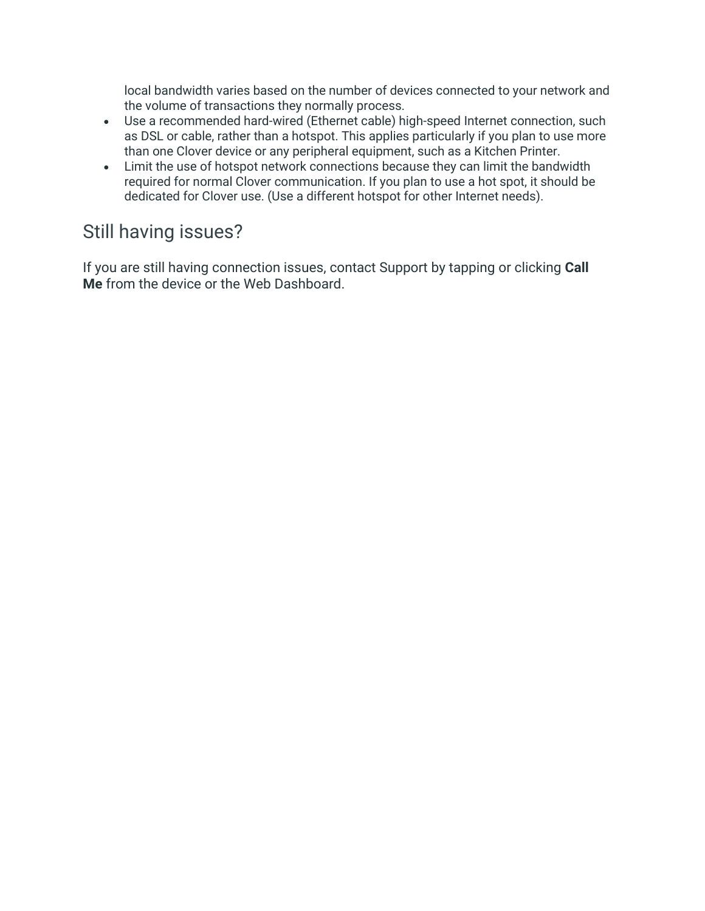local bandwidth varies based on the number of devices connected to your network and the volume of transactions they normally process.

- Use a recommended hard-wired (Ethernet cable) high-speed Internet connection, such as DSL or cable, rather than a hotspot. This applies particularly if you plan to use more than one Clover device or any peripheral equipment, such as a Kitchen Printer.
- Limit the use of hotspot network connections because they can limit the bandwidth required for normal Clover communication. If you plan to use a hot spot, it should be dedicated for Clover use. (Use a different hotspot for other Internet needs).

## Still having issues?

If you are still having connection issues, contact Support by tapping or clicking **Call Me** from the device or the Web Dashboard.